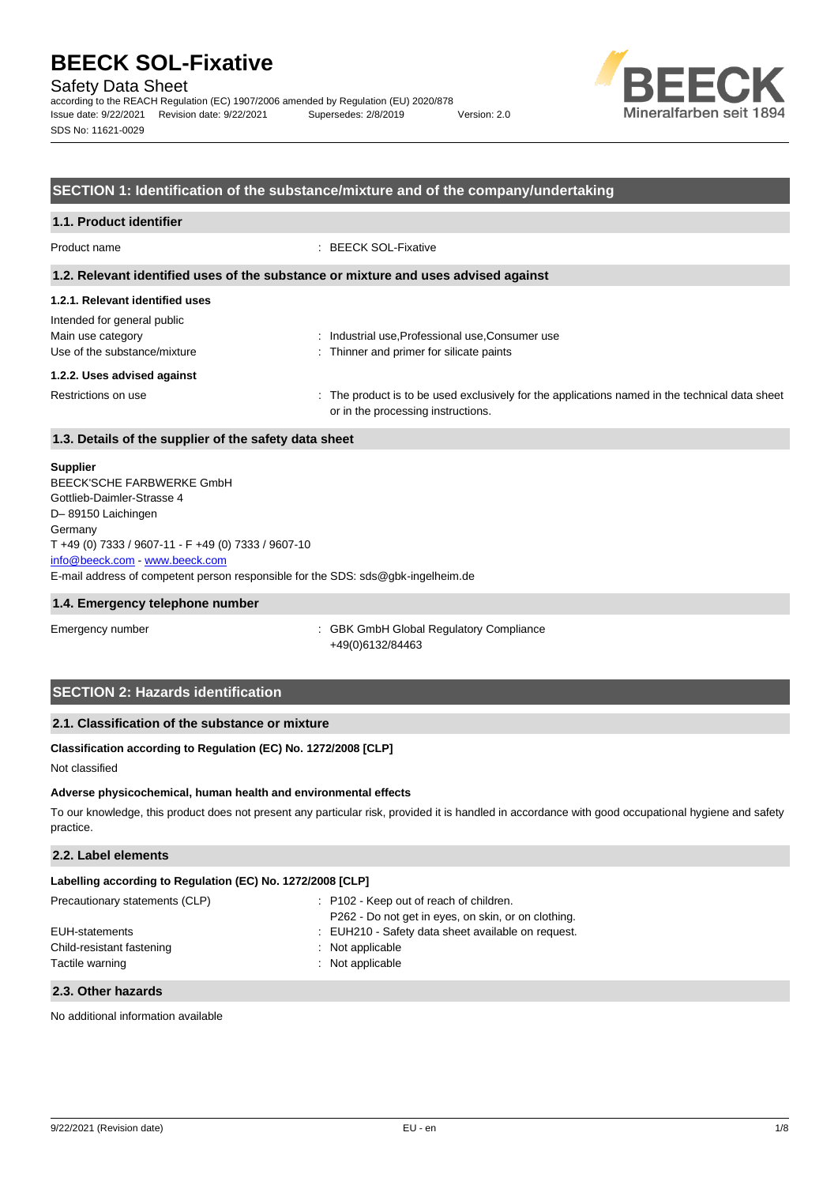# BEECK SOL-Fixative

Safety Data Sheet

according to the REACH Regulation (EC) 1907/2006 amended by Regulation (EU) 2020/878

Issue date: 9/22/2021 Revision date: 9/22/2021 Supersedes: 2/8/2019 Version: 2.0

SDS No: 11621-0029

## SECTION 1: Identification of the substance/mixture and of the company/undertaking

### 1.1. Product identifier

Product name : BEECK SOL-Fixative

### 1.2. Relevant identified uses of the substance or mixture and uses advised against

#### 1.2.1. Relevant identified uses

Intended for general public

Main use category : Industrial use,Professional use,Consumer use

Use of the substance/mixture : Thinner and primer for silicate paints

#### 1.2.2. Uses advised against

Restrictions on use : The product is to be used exclusively for the applications named in the technical data sheet or in the processing instructions.

### 1.3. Details of the supplier of the safety data sheet

**Supplier**

BEECK'SCHE FARBWERKE GmbH
Gottlieb-Daimler-Strasse 4
D– 89150 Laichingen
Germany
T +49 (0) 7333 / 9607-11 - F +49 (0) 7333 / 9607-10
info@beeck.com - www.beeck.com
E-mail address of competent person responsible for the SDS: sds@gbk-ingelheim.de

### 1.4. Emergency telephone number

Emergency number : GBK GmbH Global Regulatory Compliance
+49(0)6132/84463

## SECTION 2: Hazards identification

### 2.1. Classification of the substance or mixture

**Classification according to Regulation (EC) No. 1272/2008 [CLP]**

Not classified

**Adverse physicochemical, human health and environmental effects**

To our knowledge, this product does not present any particular risk, provided it is handled in accordance with good occupational hygiene and safety practice.

### 2.2. Label elements

**Labelling according to Regulation (EC) No. 1272/2008 [CLP]**

Precautionary statements (CLP) : P102 - Keep out of reach of children.
P262 - Do not get in eyes, on skin, or on clothing.

EUH-statements : EUH210 - Safety data sheet available on request.

Child-resistant fastening : Not applicable

Tactile warning : Not applicable

### 2.3. Other hazards

No additional information available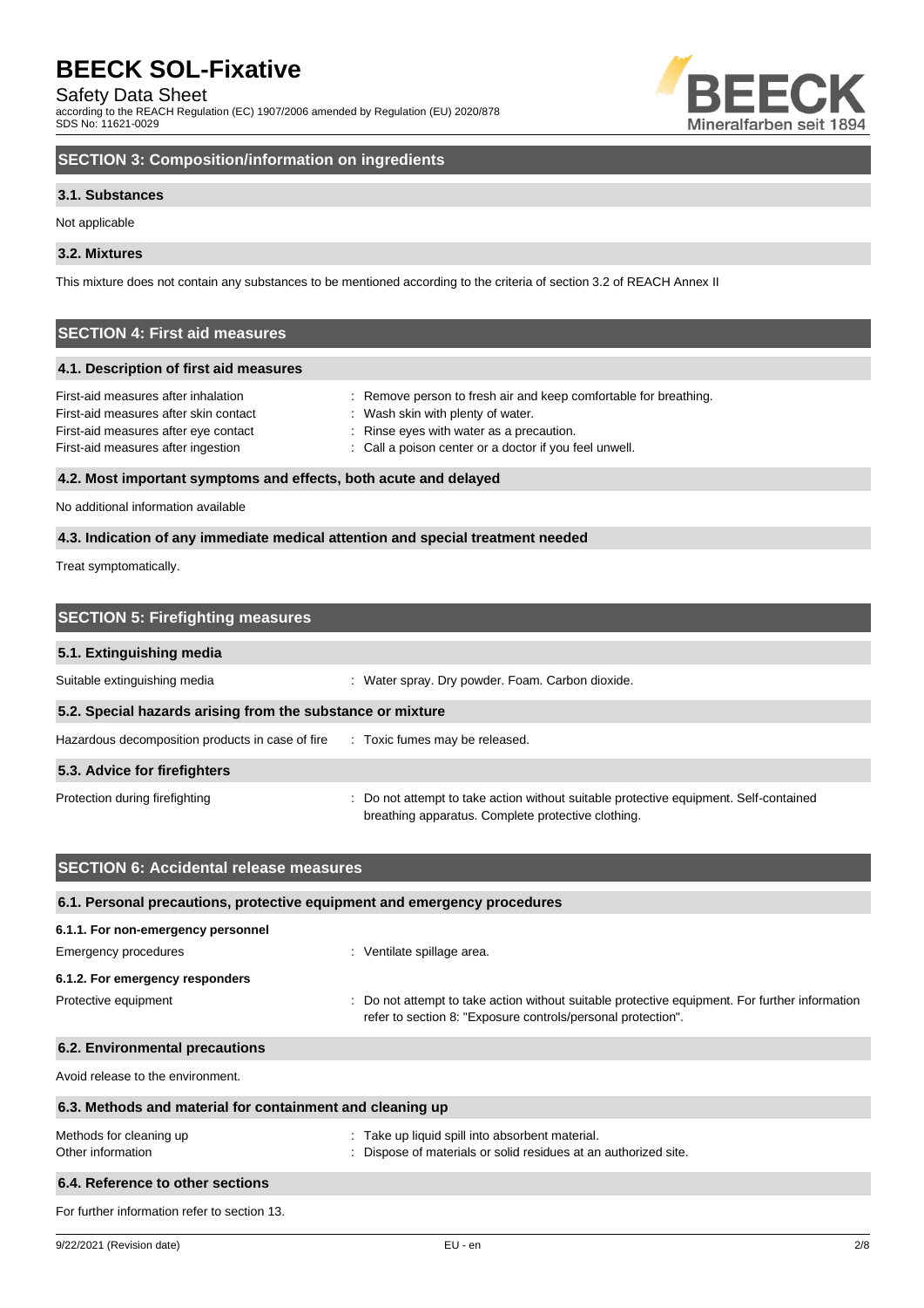## SECTION 3: Composition/information on ingredients

### 3.1. Substances

Not applicable

### 3.2. Mixtures

This mixture does not contain any substances to be mentioned according to the criteria of section 3.2 of REACH Annex II

## SECTION 4: First aid measures

### 4.1. Description of first aid measures

| | |
|---|---|
| First-aid measures after inhalation | : Remove person to fresh air and keep comfortable for breathing. |
| First-aid measures after skin contact | : Wash skin with plenty of water. |
| First-aid measures after eye contact | : Rinse eyes with water as a precaution. |
| First-aid measures after ingestion | : Call a poison center or a doctor if you feel unwell. |

### 4.2. Most important symptoms and effects, both acute and delayed

No additional information available

### 4.3. Indication of any immediate medical attention and special treatment needed

Treat symptomatically.

## SECTION 5: Firefighting measures

### 5.1. Extinguishing media

| | |
|---|---|
| Suitable extinguishing media | : Water spray. Dry powder. Foam. Carbon dioxide. |

### 5.2. Special hazards arising from the substance or mixture

| | |
|---|---|
| Hazardous decomposition products in case of fire | : Toxic fumes may be released. |

### 5.3. Advice for firefighters

| | |
|---|---|
| Protection during firefighting | : Do not attempt to take action without suitable protective equipment. Self-contained breathing apparatus. Complete protective clothing. |

## SECTION 6: Accidental release measures

### 6.1. Personal precautions, protective equipment and emergency procedures

#### 6.1.1. For non-emergency personnel

| | |
|---|---|
| Emergency procedures | : Ventilate spillage area. |

#### 6.1.2. For emergency responders

| | |
|---|---|
| Protective equipment | : Do not attempt to take action without suitable protective equipment. For further information refer to section 8: "Exposure controls/personal protection". |

### 6.2. Environmental precautions

Avoid release to the environment.

### 6.3. Methods and material for containment and cleaning up

| | |
|---|---|
| Methods for cleaning up | : Take up liquid spill into absorbent material. |
| Other information | : Dispose of materials or solid residues at an authorized site. |

### 6.4. Reference to other sections

For further information refer to section 13.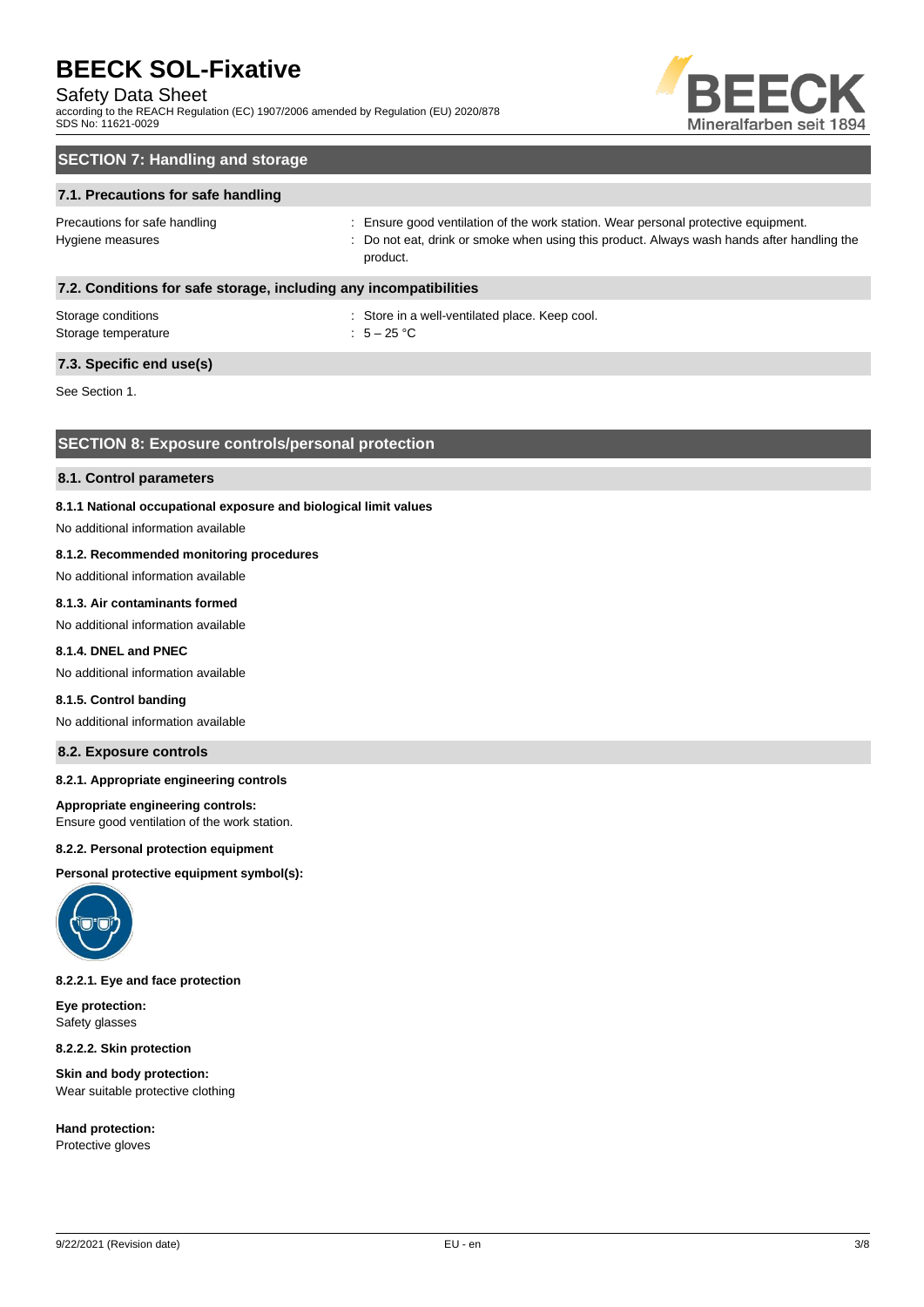## SECTION 7: Handling and storage

### 7.1. Precautions for safe handling

Precautions for safe handling : Ensure good ventilation of the work station. Wear personal protective equipment.

Hygiene measures : Do not eat, drink or smoke when using this product. Always wash hands after handling the product.

### 7.2. Conditions for safe storage, including any incompatibilities

Storage conditions : Store in a well-ventilated place. Keep cool.

Storage temperature : 5 – 25 °C

### 7.3. Specific end use(s)

See Section 1.

## SECTION 8: Exposure controls/personal protection

### 8.1. Control parameters

**8.1.1 National occupational exposure and biological limit values**

No additional information available

**8.1.2. Recommended monitoring procedures**

No additional information available

**8.1.3. Air contaminants formed**

No additional information available

**8.1.4. DNEL and PNEC**

No additional information available

**8.1.5. Control banding**

No additional information available

### 8.2. Exposure controls

**8.2.1. Appropriate engineering controls**

**Appropriate engineering controls:**
Ensure good ventilation of the work station.

**8.2.2. Personal protection equipment**

**Personal protective equipment symbol(s):**

**8.2.2.1. Eye and face protection**

**Eye protection:**
Safety glasses

**8.2.2.2. Skin protection**

**Skin and body protection:**
Wear suitable protective clothing

**Hand protection:**
Protective gloves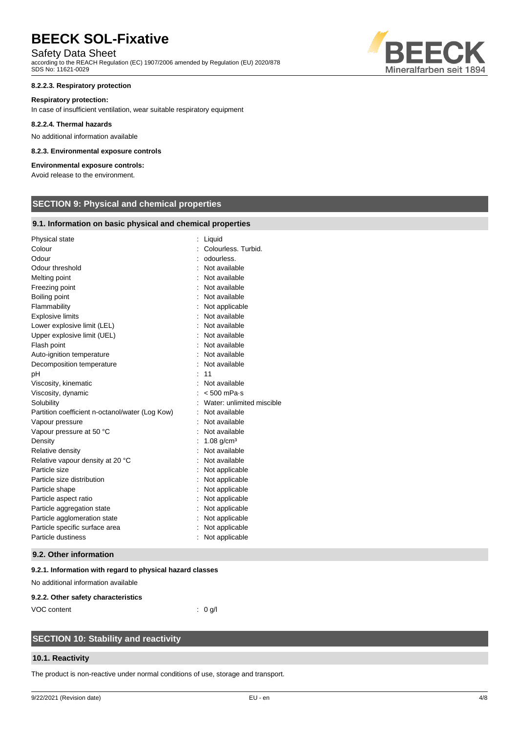#### 8.2.2.3. Respiratory protection

**Respiratory protection:**

In case of insufficient ventilation, wear suitable respiratory equipment

#### 8.2.2.4. Thermal hazards

No additional information available

#### 8.2.3. Environmental exposure controls

**Environmental exposure controls:**

Avoid release to the environment.

## SECTION 9: Physical and chemical properties

### 9.1. Information on basic physical and chemical properties

| | |
|---|---|
| Physical state | : Liquid |
| Colour | : Colourless. Turbid. |
| Odour | : odourless. |
| Odour threshold | : Not available |
| Melting point | : Not available |
| Freezing point | : Not available |
| Boiling point | : Not available |
| Flammability | : Not applicable |
| Explosive limits | : Not available |
| Lower explosive limit (LEL) | : Not available |
| Upper explosive limit (UEL) | : Not available |
| Flash point | : Not available |
| Auto-ignition temperature | : Not available |
| Decomposition temperature | : Not available |
| pH | : 11 |
| Viscosity, kinematic | : Not available |
| Viscosity, dynamic | : < 500 mPa·s |
| Solubility | : Water: unlimited miscible |
| Partition coefficient n-octanol/water (Log Kow) | : Not available |
| Vapour pressure | : Not available |
| Vapour pressure at 50 °C | : Not available |
| Density | : 1.08 g/cm³ |
| Relative density | : Not available |
| Relative vapour density at 20 °C | : Not available |
| Particle size | : Not applicable |
| Particle size distribution | : Not applicable |
| Particle shape | : Not applicable |
| Particle aspect ratio | : Not applicable |
| Particle aggregation state | : Not applicable |
| Particle agglomeration state | : Not applicable |
| Particle specific surface area | : Not applicable |
| Particle dustiness | : Not applicable |

### 9.2. Other information

#### 9.2.1. Information with regard to physical hazard classes

No additional information available

#### 9.2.2. Other safety characteristics

| | |
|---|---|
| VOC content | : 0 g/l |

## SECTION 10: Stability and reactivity

### 10.1. Reactivity

The product is non-reactive under normal conditions of use, storage and transport.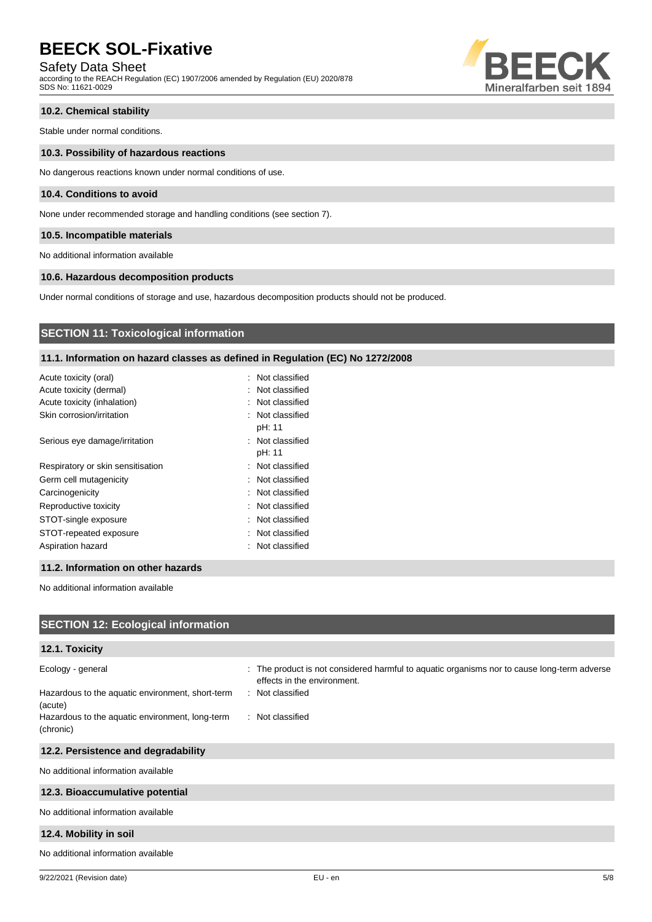### 10.2. Chemical stability

Stable under normal conditions.

### 10.3. Possibility of hazardous reactions

No dangerous reactions known under normal conditions of use.

### 10.4. Conditions to avoid

None under recommended storage and handling conditions (see section 7).

### 10.5. Incompatible materials

No additional information available

### 10.6. Hazardous decomposition products

Under normal conditions of storage and use, hazardous decomposition products should not be produced.

## SECTION 11: Toxicological information

### 11.1. Information on hazard classes as defined in Regulation (EC) No 1272/2008

| | |
|---|---|
| Acute toxicity (oral) | : Not classified |
| Acute toxicity (dermal) | : Not classified |
| Acute toxicity (inhalation) | : Not classified |
| Skin corrosion/irritation | : Not classified<br>pH: 11 |
| Serious eye damage/irritation | : Not classified<br>pH: 11 |
| Respiratory or skin sensitisation | : Not classified |
| Germ cell mutagenicity | : Not classified |
| Carcinogenicity | : Not classified |
| Reproductive toxicity | : Not classified |
| STOT-single exposure | : Not classified |
| STOT-repeated exposure | : Not classified |
| Aspiration hazard | : Not classified |

### 11.2. Information on other hazards

No additional information available

## SECTION 12: Ecological information

### 12.1. Toxicity

| | |
|---|---|
| Ecology - general | : The product is not considered harmful to aquatic organisms nor to cause long-term adverse effects in the environment. |
| Hazardous to the aquatic environment, short-term (acute) | : Not classified |
| Hazardous to the aquatic environment, long-term (chronic) | : Not classified |

### 12.2. Persistence and degradability

No additional information available

### 12.3. Bioaccumulative potential

No additional information available

### 12.4. Mobility in soil

No additional information available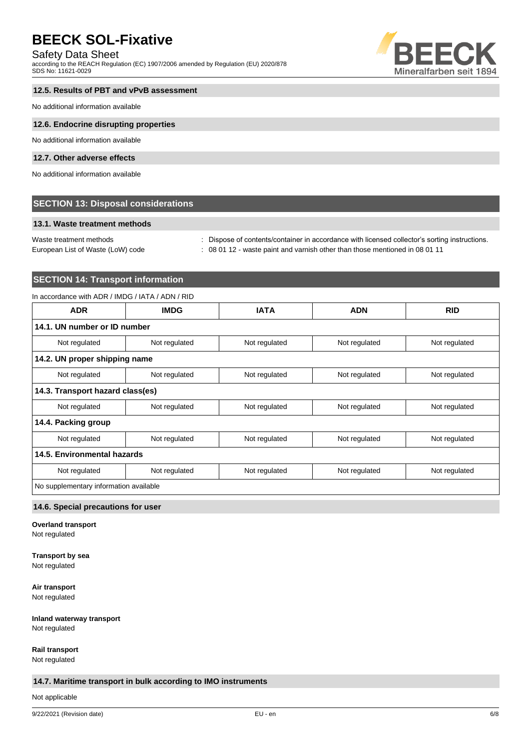### 12.5. Results of PBT and vPvB assessment

No additional information available

### 12.6. Endocrine disrupting properties

No additional information available

### 12.7. Other adverse effects

No additional information available

## SECTION 13: Disposal considerations

### 13.1. Waste treatment methods

Waste treatment methods : Dispose of contents/container in accordance with licensed collector's sorting instructions.

European List of Waste (LoW) code : 08 01 12 - waste paint and varnish other than those mentioned in 08 01 11

## SECTION 14: Transport information

In accordance with ADR / IMDG / IATA / ADN / RID

| ADR | IMDG | IATA | ADN | RID |
|---|---|---|---|---|
| **14.1. UN number or ID number** | | | | |
| Not regulated | Not regulated | Not regulated | Not regulated | Not regulated |
| **14.2. UN proper shipping name** | | | | |
| Not regulated | Not regulated | Not regulated | Not regulated | Not regulated |
| **14.3. Transport hazard class(es)** | | | | |
| Not regulated | Not regulated | Not regulated | Not regulated | Not regulated |
| **14.4. Packing group** | | | | |
| Not regulated | Not regulated | Not regulated | Not regulated | Not regulated |
| **14.5. Environmental hazards** | | | | |
| Not regulated | Not regulated | Not regulated | Not regulated | Not regulated |
| No supplementary information available | | | | |

### 14.6. Special precautions for user

**Overland transport**
Not regulated

**Transport by sea**
Not regulated

**Air transport**
Not regulated

**Inland waterway transport**
Not regulated

**Rail transport**
Not regulated

### 14.7. Maritime transport in bulk according to IMO instruments

Not applicable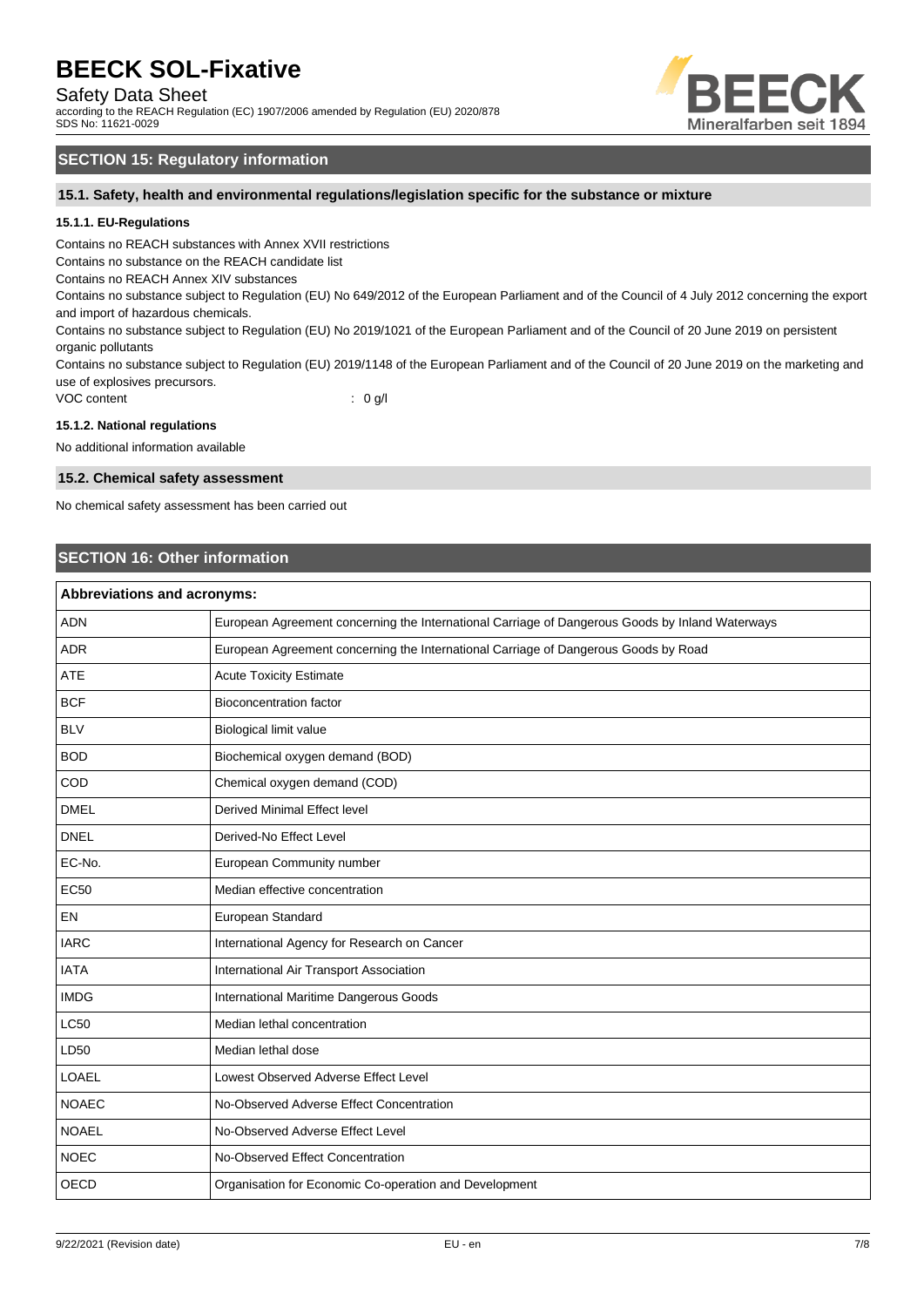## SECTION 15: Regulatory information

### 15.1. Safety, health and environmental regulations/legislation specific for the substance or mixture

#### 15.1.1. EU-Regulations

Contains no REACH substances with Annex XVII restrictions
Contains no substance on the REACH candidate list
Contains no REACH Annex XIV substances
Contains no substance subject to Regulation (EU) No 649/2012 of the European Parliament and of the Council of 4 July 2012 concerning the export and import of hazardous chemicals.
Contains no substance subject to Regulation (EU) No 2019/1021 of the European Parliament and of the Council of 20 June 2019 on persistent organic pollutants
Contains no substance subject to Regulation (EU) 2019/1148 of the European Parliament and of the Council of 20 June 2019 on the marketing and use of explosives precursors.

VOC content : 0 g/l

#### 15.1.2. National regulations

No additional information available

### 15.2. Chemical safety assessment

No chemical safety assessment has been carried out

## SECTION 16: Other information

| Abbreviations and acronyms: | |
|---|---|
| ADN | European Agreement concerning the International Carriage of Dangerous Goods by Inland Waterways |
| ADR | European Agreement concerning the International Carriage of Dangerous Goods by Road |
| ATE | Acute Toxicity Estimate |
| BCF | Bioconcentration factor |
| BLV | Biological limit value |
| BOD | Biochemical oxygen demand (BOD) |
| COD | Chemical oxygen demand (COD) |
| DMEL | Derived Minimal Effect level |
| DNEL | Derived-No Effect Level |
| EC-No. | European Community number |
| EC50 | Median effective concentration |
| EN | European Standard |
| IARC | International Agency for Research on Cancer |
| IATA | International Air Transport Association |
| IMDG | International Maritime Dangerous Goods |
| LC50 | Median lethal concentration |
| LD50 | Median lethal dose |
| LOAEL | Lowest Observed Adverse Effect Level |
| NOAEC | No-Observed Adverse Effect Concentration |
| NOAEL | No-Observed Adverse Effect Level |
| NOEC | No-Observed Effect Concentration |
| OECD | Organisation for Economic Co-operation and Development |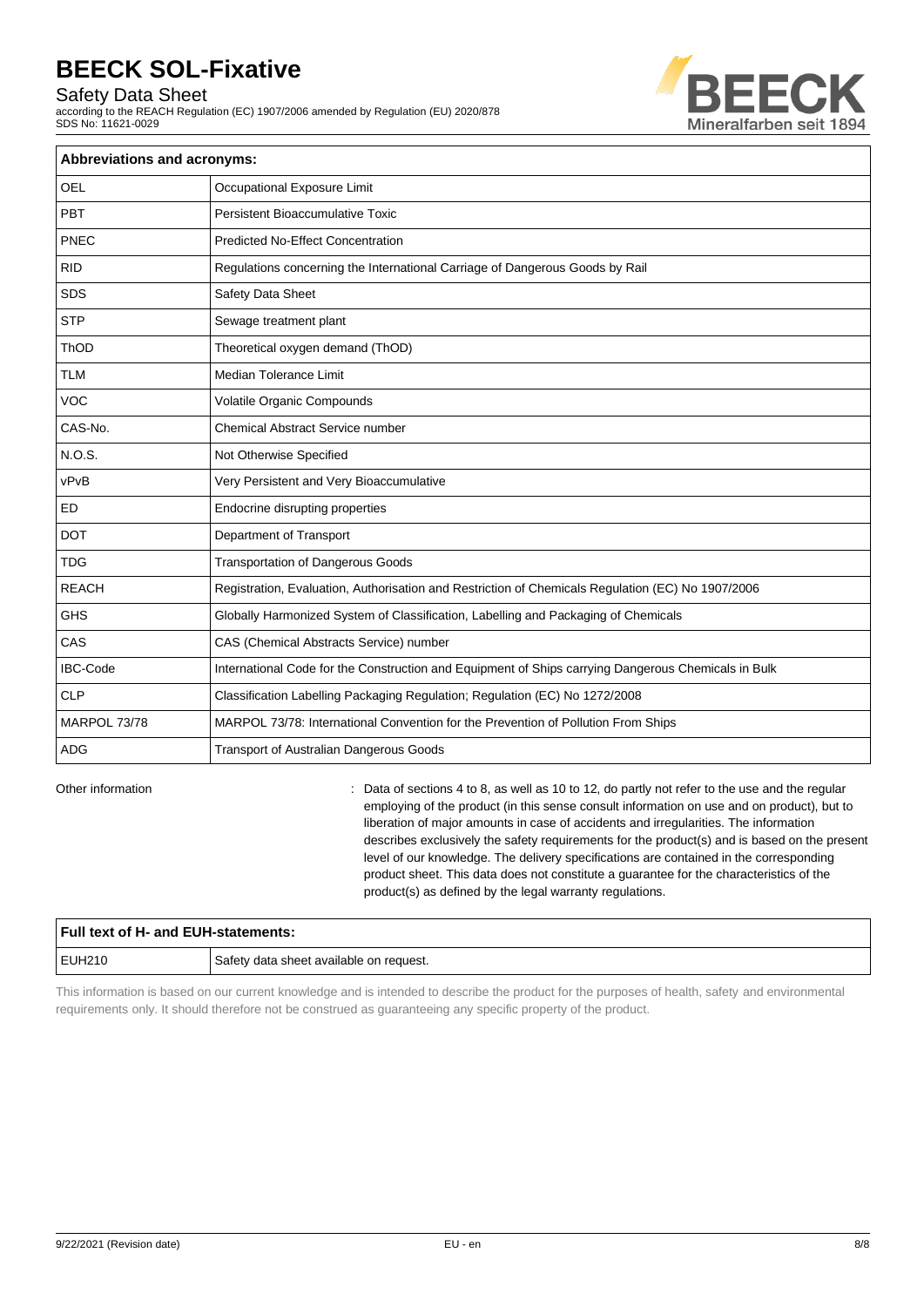| Abbreviations and acronyms: | |
|---|---|
| OEL | Occupational Exposure Limit |
| PBT | Persistent Bioaccumulative Toxic |
| PNEC | Predicted No-Effect Concentration |
| RID | Regulations concerning the International Carriage of Dangerous Goods by Rail |
| SDS | Safety Data Sheet |
| STP | Sewage treatment plant |
| ThOD | Theoretical oxygen demand (ThOD) |
| TLM | Median Tolerance Limit |
| VOC | Volatile Organic Compounds |
| CAS-No. | Chemical Abstract Service number |
| N.O.S. | Not Otherwise Specified |
| vPvB | Very Persistent and Very Bioaccumulative |
| ED | Endocrine disrupting properties |
| DOT | Department of Transport |
| TDG | Transportation of Dangerous Goods |
| REACH | Registration, Evaluation, Authorisation and Restriction of Chemicals Regulation (EC) No 1907/2006 |
| GHS | Globally Harmonized System of Classification, Labelling and Packaging of Chemicals |
| CAS | CAS (Chemical Abstracts Service) number |
| IBC-Code | International Code for the Construction and Equipment of Ships carrying Dangerous Chemicals in Bulk |
| CLP | Classification Labelling Packaging Regulation; Regulation (EC) No 1272/2008 |
| MARPOL 73/78 | MARPOL 73/78: International Convention for the Prevention of Pollution From Ships |
| ADG | Transport of Australian Dangerous Goods |

Other information : Data of sections 4 to 8, as well as 10 to 12, do partly not refer to the use and the regular employing of the product (in this sense consult information on use and on product), but to liberation of major amounts in case of accidents and irregularities. The information describes exclusively the safety requirements for the product(s) and is based on the present level of our knowledge. The delivery specifications are contained in the corresponding product sheet. This data does not constitute a guarantee for the characteristics of the product(s) as defined by the legal warranty regulations.

| Full text of H- and EUH-statements: | |
|---|---|
| EUH210 | Safety data sheet available on request. |

This information is based on our current knowledge and is intended to describe the product for the purposes of health, safety and environmental requirements only. It should therefore not be construed as guaranteeing any specific property of the product.